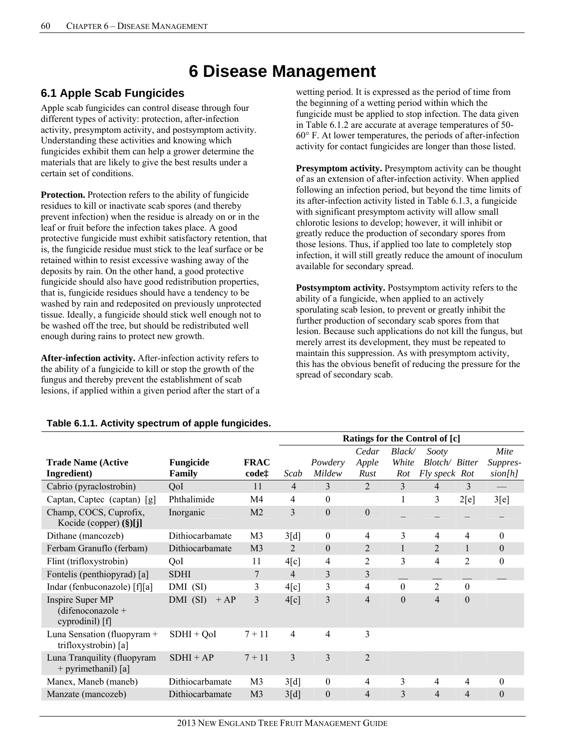# 6 Disease Management

## 6.1 Apple Scab Fungicides

Apple scab fungicides can control disease through four different types of activity: protection, after-infection activity, presymptom activity, and postsymptom activity. Understanding these activities and knowing which fungicides exhibit them can help a grower determine the materials that are likely to give the best results under a certain set of conditions.

**Protection.** Protection refers to the ability of fungicide residues to kill or inactivate scab spores (and thereby prevent infection) when the residue is already on or in the leaf or fruit before the infection takes place. A good protective fungicide must exhibit satisfactory retention, that is, the fungicide residue must stick to the leaf surface or be retained within to resist excessive washing away of the deposits by rain. On the other hand, a good protective fungicide should also have good redistribution properties, that is, fungicide residues should have a tendency to be washed by rain and redeposited on previously unprotected tissue. Ideally, a fungicide should stick well enough not to be washed off the tree, but should be redistributed well enough during rains to protect new growth.

**After-infection activity.** After-infection activity refers to the ability of a fungicide to kill or stop the growth of the fungus and thereby prevent the establishment of scab lesions, if applied within a given period after the start of a wetting period. It is expressed as the period of time from the beginning of a wetting period within which the fungicide must be applied to stop infection. The data given in Table 6.1.2 are accurate at average temperatures of 50-60° F. At lower temperatures, the periods of after-infection activity for contact fungicides are longer than those listed.

**Presymptom activity.** Presymptom activity can be thought of as an extension of after-infection activity. When applied following an infection period, but beyond the time limits of its after-infection activity listed in Table 6.1.3, a fungicide with significant presymptom activity will allow small chlorotic lesions to develop; however, it will inhibit or greatly reduce the production of secondary spores from those lesions. Thus, if applied too late to completely stop infection, it will still greatly reduce the amount of inoculum available for secondary spread.

**Postsymptom activity.** Postsymptom activity refers to the ability of a fungicide, when applied to an actively sporulating scab lesion, to prevent or greatly inhibit the further production of secondary scab spores from that lesion. Because such applications do not kill the fungus, but merely arrest its development, they must be repeated to maintain this suppression. As with presymptom activity, this has the obvious benefit of reducing the pressure for the spread of secondary scab.

**Table 6.1.1. Activity spectrum of apple fungicides.**

| | | | Ratings for the Control of [c] | | | | | | |
|---|---|---|---|---|---|---|---|---|---|
| Trade Name (Active Ingredient) | Fungicide Family | FRAC code‡ | *Scab* | *Powdery Mildew* | *Cedar Apple Rust* | *Black/ White Rot* | *Sooty Blotch/ Fly speck* | *Bitter Rot* | *Mite Suppres-sion[h]* |
| Cabrio (pyraclostrobin) | QoI | 11 | 4 | 3 | 2 | 3 | 4 | 3 | — |
| Captan, Captec (captan) [g] | Phthalimide | M4 | 4 | 0 | | 1 | 3 | 2[e] | 3[e] |
| Champ, COCS, Cuprofix, Kocide (copper) **(§)[j]** | Inorganic | M2 | 3 | 0 | 0 | _ | _ | _ | _ |
| Dithane (mancozeb) | Dithiocarbamate | M3 | 3[d] | 0 | 4 | 3 | 4 | 4 | 0 |
| Ferbam Granuflo (ferbam) | Dithiocarbamate | M3 | 2 | 0 | 2 | 1 | 2 | 1 | 0 |
| Flint (trifloxystrobin) | QoI | 11 | 4[c] | 4 | 2 | 3 | 4 | 2 | 0 |
| Fontelis (penthiopyrad) [a] | SDHI | 7 | 4 | 3 | 3 | __ | __ | __ | __ |
| Indar (fenbuconazole) [f][a] | DMI (SI) | 3 | 4[c] | 3 | 4 | 0 | 2 | 0 | |
| Inspire Super MP (difenoconazole + cyprodinil) [f] | DMI (SI) + AP | 3 | 4[c] | 3 | 4 | 0 | 4 | 0 | |
| Luna Sensation (fluopyram + trifloxystrobin) [a] | SDHI + QoI | 7 + 11 | 4 | 4 | 3 | | | | |
| Luna Tranquility (fluopyram + pyrimethanil) [a] | SDHI + AP | 7 + 11 | 3 | 3 | 2 | | | | |
| Manex, Maneb (maneb) | Dithiocarbamate | M3 | 3[d] | 0 | 4 | 3 | 4 | 4 | 0 |
| Manzate (mancozeb) | Dithiocarbamate | M3 | 3[d] | 0 | 4 | 3 | 4 | 4 | 0 |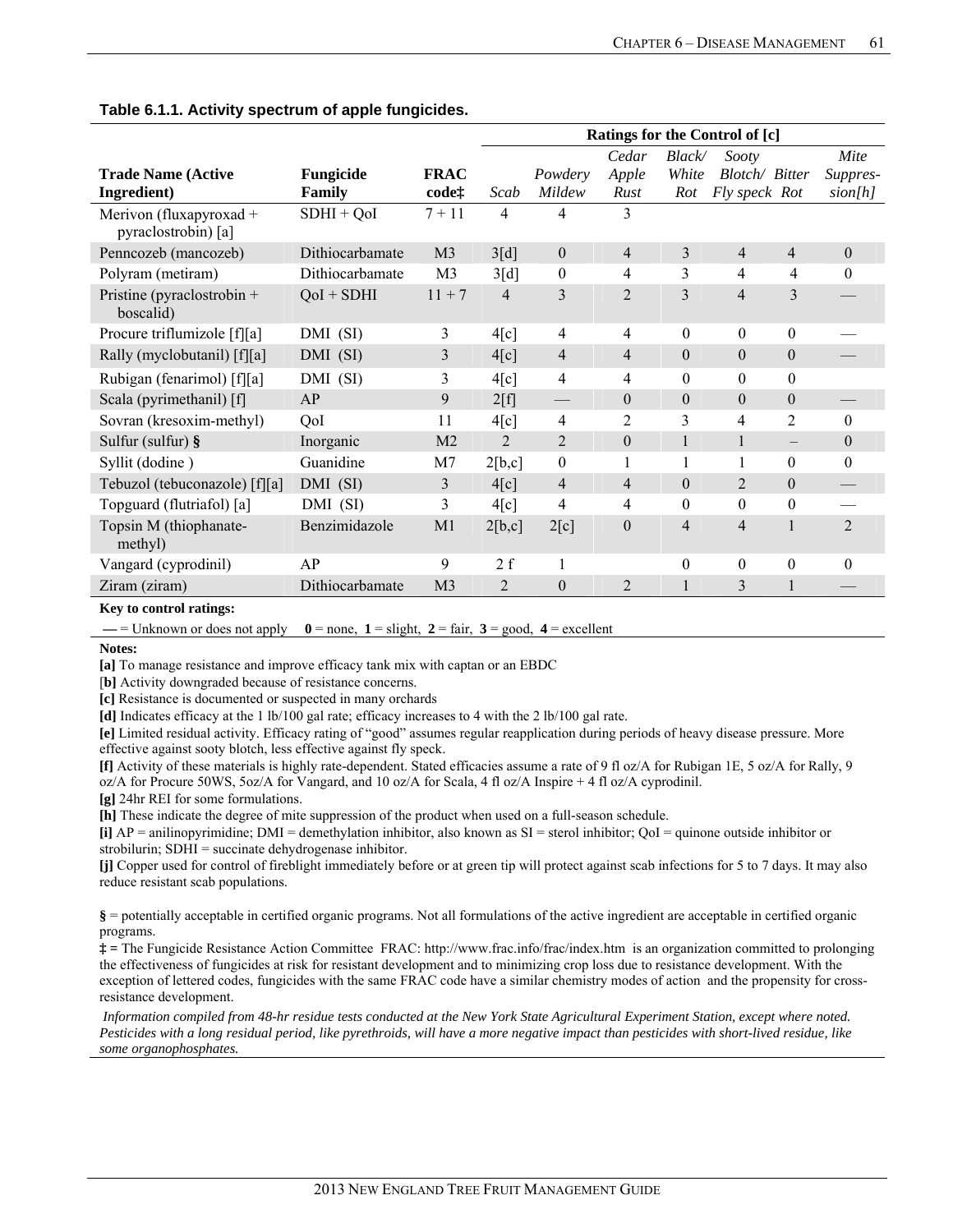**Table 6.1.1. Activity spectrum of apple fungicides.**

| Trade Name (Active Ingredient) | Fungicide Family | FRAC code‡ | Ratings for the Control of [c] | | | | | | |
|---|---|---|---|---|---|---|---|---|---|
| | | | *Scab* | *Powdery Mildew* | *Cedar Apple Rust* | *Black/ White Rot* | *Sooty Blotch/ Fly speck* | *Bitter Rot* | *Mite Suppres-sion[h]* |
| Merivon (fluxapyroxad + pyraclostrobin) [a] | SDHI + QoI | 7 + 11 | 4 | 4 | 3 | | | | |
| Penncozeb (mancozeb) | Dithiocarbamate | M3 | 3[d] | 0 | 4 | 3 | 4 | 4 | 0 |
| Polyram (metiram) | Dithiocarbamate | M3 | 3[d] | 0 | 4 | 3 | 4 | 4 | 0 |
| Pristine (pyraclostrobin + boscalid) | QoI + SDHI | 11 + 7 | 4 | 3 | 2 | 3 | 4 | 3 | — |
| Procure triflumizole [f][a] | DMI (SI) | 3 | 4[c] | 4 | 4 | 0 | 0 | 0 | — |
| Rally (myclobutanil) [f][a] | DMI (SI) | 3 | 4[c] | 4 | 4 | 0 | 0 | 0 | — |
| Rubigan (fenarimol) [f][a] | DMI (SI) | 3 | 4[c] | 4 | 4 | 0 | 0 | 0 | |
| Scala (pyrimethanil) [f] | AP | 9 | 2[f] | — | 0 | 0 | 0 | 0 | — |
| Sovran (kresoxim-methyl) | QoI | 11 | 4[c] | 4 | 2 | 3 | 4 | 2 | 0 |
| Sulfur (sulfur) § | Inorganic | M2 | 2 | 2 | 0 | 1 | 1 | – | 0 |
| Syllit (dodine ) | Guanidine | M7 | 2[b,c] | 0 | 1 | 1 | 1 | 0 | 0 |
| Tebuzol (tebuconazole) [f][a] | DMI (SI) | 3 | 4[c] | 4 | 4 | 0 | 2 | 0 | — |
| Topguard (flutriafol) [a] | DMI (SI) | 3 | 4[c] | 4 | 4 | 0 | 0 | 0 | — |
| Topsin M (thiophanate-methyl) | Benzimidazole | M1 | 2[b,c] | 2[c] | 0 | 4 | 4 | 1 | 2 |
| Vangard (cyprodinil) | AP | 9 | 2 f | 1 | | 0 | 0 | 0 | 0 |
| Ziram (ziram) | Dithiocarbamate | M3 | 2 | 0 | 2 | 1 | 3 | 1 | — |

**Key to control ratings:**

**—** = Unknown or does not apply **0** = none, **1** = slight, **2** = fair, **3** = good, **4** = excellent

**Notes:**

**[a]** To manage resistance and improve efficacy tank mix with captan or an EBDC

[**b]** Activity downgraded because of resistance concerns.

**[c]** Resistance is documented or suspected in many orchards

**[d]** Indicates efficacy at the 1 lb/100 gal rate; efficacy increases to 4 with the 2 lb/100 gal rate.

**[e]** Limited residual activity. Efficacy rating of "good" assumes regular reapplication during periods of heavy disease pressure. More effective against sooty blotch, less effective against fly speck.

**[f]** Activity of these materials is highly rate-dependent. Stated efficacies assume a rate of 9 fl oz/A for Rubigan 1E, 5 oz/A for Rally, 9 oz/A for Procure 50WS, 5oz/A for Vangard, and 10 oz/A for Scala, 4 fl oz/A Inspire + 4 fl oz/A cyprodinil.

**[g]** 24hr REI for some formulations.

**[h]** These indicate the degree of mite suppression of the product when used on a full-season schedule.

**[i]** AP = anilinopyrimidine; DMI = demethylation inhibitor, also known as SI = sterol inhibitor; QoI = quinone outside inhibitor or strobilurin; SDHI = succinate dehydrogenase inhibitor.

**[j]** Copper used for control of fireblight immediately before or at green tip will protect against scab infections for 5 to 7 days. It may also reduce resistant scab populations.

**§** = potentially acceptable in certified organic programs. Not all formulations of the active ingredient are acceptable in certified organic programs.

**‡ =** The Fungicide Resistance Action Committee FRAC: http://www.frac.info/frac/index.htm is an organization committed to prolonging the effectiveness of fungicides at risk for resistant development and to minimizing crop loss due to resistance development. With the exception of lettered codes, fungicides with the same FRAC code have a similar chemistry modes of action and the propensity for cross-resistance development.

*Information compiled from 48-hr residue tests conducted at the New York State Agricultural Experiment Station, except where noted. Pesticides with a long residual period, like pyrethroids, will have a more negative impact than pesticides with short-lived residue, like some organophosphates.*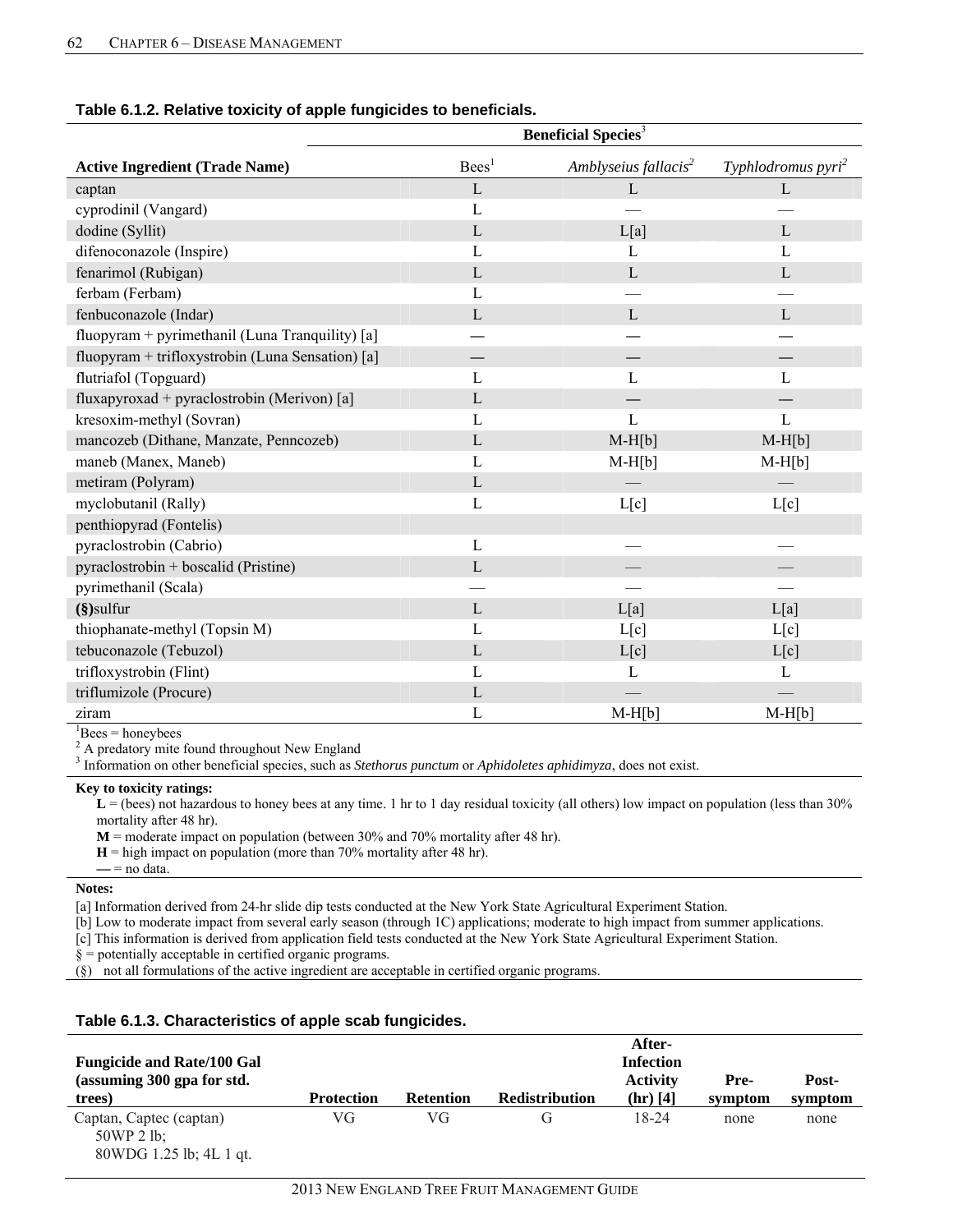**Table 6.1.2. Relative toxicity of apple fungicides to beneficials.**

| | Beneficial Species[3] | | |
|---|---|---|---|
| **Active Ingredient (Trade Name)** | Bees[1] | *Amblyseius fallacis*[2] | *Typhlodromus pyri*[2] |
| captan | L | L | L |
| cyprodinil (Vangard) | L | — | — |
| dodine (Syllit) | L | L[a] | L |
| difenoconazole (Inspire) | L | L | L |
| fenarimol (Rubigan) | L | L | L |
| ferbam (Ferbam) | L | — | — |
| fenbuconazole (Indar) | L | L | L |
| fluopyram + pyrimethanil (Luna Tranquility) [a] | — | — | — |
| fluopyram + trifloxystrobin (Luna Sensation) [a] | — | — | — |
| flutriafol (Topguard) | L | L | L |
| fluxapyroxad + pyraclostrobin (Merivon) [a] | L | — | — |
| kresoxim-methyl (Sovran) | L | L | L |
| mancozeb (Dithane, Manzate, Penncozeb) | L | M-H[b] | M-H[b] |
| maneb (Manex, Maneb) | L | M-H[b] | M-H[b] |
| metiram (Polyram) | L | — | — |
| myclobutanil (Rally) | L | L[c] | L[c] |
| penthiopyrad (Fontelis) | | | |
| pyraclostrobin (Cabrio) | L | — | — |
| pyraclostrobin + boscalid (Pristine) | L | — | — |
| pyrimethanil (Scala) | — | — | — |
| **(§)**sulfur | L | L[a] | L[a] |
| thiophanate-methyl (Topsin M) | L | L[c] | L[c] |
| tebuconazole (Tebuzol) | L | L[c] | L[c] |
| trifloxystrobin (Flint) | L | L | L |
| triflumizole (Procure) | L | — | — |
| ziram | L | M-H[b] | M-H[b] |

[1]Bees = honeybees
[2] A predatory mite found throughout New England
[3] Information on other beneficial species, such as *Stethorus punctum* or *Aphidoletes aphidimyza*, does not exist.

**Key to toxicity ratings:**

**L** = (bees) not hazardous to honey bees at any time. 1 hr to 1 day residual toxicity (all others) low impact on population (less than 30% mortality after 48 hr).

**M** = moderate impact on population (between 30% and 70% mortality after 48 hr).

**H** = high impact on population (more than 70% mortality after 48 hr).

**—** = no data.

**Notes:**

[a] Information derived from 24-hr slide dip tests conducted at the New York State Agricultural Experiment Station.
[b] Low to moderate impact from several early season (through 1C) applications; moderate to high impact from summer applications.
[c] This information is derived from application field tests conducted at the New York State Agricultural Experiment Station.
§ = potentially acceptable in certified organic programs.
(§) not all formulations of the active ingredient are acceptable in certified organic programs.

**Table 6.1.3. Characteristics of apple scab fungicides.**

| Fungicide and Rate/100 Gal (assuming 300 gpa for std. trees) | Protection | Retention | Redistribution | After-Infection Activity (hr) [4] | Pre-symptom | Post-symptom |
|---|---|---|---|---|---|---|
| Captan, Captec (captan) 50WP 2 lb; 80WDG 1.25 lb; 4L 1 qt. | VG | VG | G | 18-24 | none | none |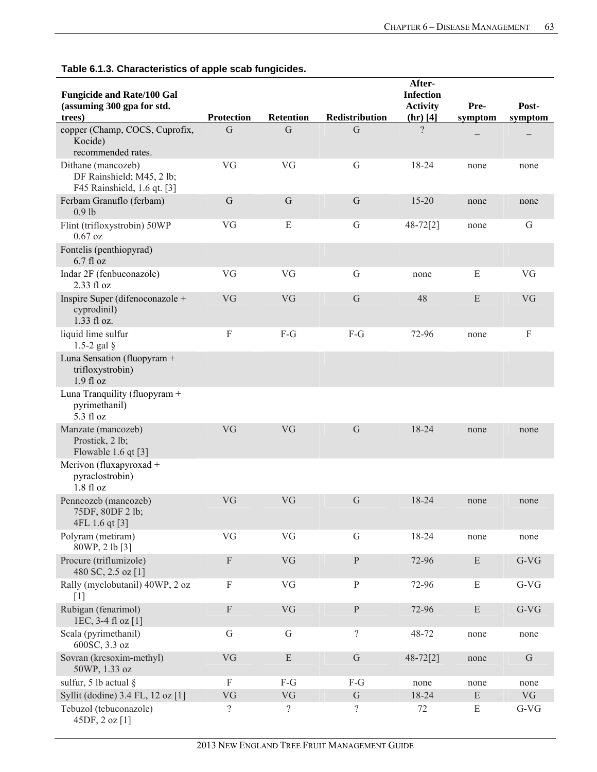**Table 6.1.3. Characteristics of apple scab fungicides.**

| Fungicide and Rate/100 Gal (assuming 300 gpa for std. trees) | Protection | Retention | Redistribution | After-Infection Activity (hr) [4] | Pre-symptom | Post-symptom |
|---|---|---|---|---|---|---|
| copper (Champ, COCS, Cuprofix, Kocide) recommended rates. | G | G | G | ? | _ | _ |
| Dithane (mancozeb) DF Rainshield; M45, 2 lb; F45 Rainshield, 1.6 qt. [3] | VG | VG | G | 18-24 | none | none |
| Ferbam Granuflo (ferbam) 0.9 lb | G | G | G | 15-20 | none | none |
| Flint (trifloxystrobin) 50WP 0.67 oz | VG | E | G | 48-72[2] | none | G |
| Fontelis (penthiopyrad) 6.7 fl oz | | | | | | |
| Indar 2F (fenbuconazole) 2.33 fl oz | VG | VG | G | none | E | VG |
| Inspire Super (difenoconazole + cyprodinil) 1.33 fl oz. | VG | VG | G | 48 | E | VG |
| liquid lime sulfur 1.5-2 gal § | F | F-G | F-G | 72-96 | none | F |
| Luna Sensation (fluopyram + trifloxystrobin) 1.9 fl oz | | | | | | |
| Luna Tranquility (fluopyram + pyrimethanil) 5.3 fl oz | | | | | | |
| Manzate (mancozeb) Prostick, 2 lb; Flowable 1.6 qt [3] | VG | VG | G | 18-24 | none | none |
| Merivon (fluxapyroxad + pyraclostrobin) 1.8 fl oz | | | | | | |
| Penncozeb (mancozeb) 75DF, 80DF 2 lb; 4FL 1.6 qt [3] | VG | VG | G | 18-24 | none | none |
| Polyram (metiram) 80WP, 2 lb [3] | VG | VG | G | 18-24 | none | none |
| Procure (triflumizole) 480 SC, 2.5 oz [1] | F | VG | P | 72-96 | E | G-VG |
| Rally (myclobutanil) 40WP, 2 oz [1] | F | VG | P | 72-96 | E | G-VG |
| Rubigan (fenarimol) 1EC, 3-4 fl oz [1] | F | VG | P | 72-96 | E | G-VG |
| Scala (pyrimethanil) 600SC, 3.3 oz | G | G | ? | 48-72 | none | none |
| Sovran (kresoxim-methyl) 50WP, 1.33 oz | VG | E | G | 48-72[2] | none | G |
| sulfur, 5 lb actual § | F | F-G | F-G | none | none | none |
| Syllit (dodine) 3.4 FL, 12 oz [1] | VG | VG | G | 18-24 | E | VG |
| Tebuzol (tebuconazole) 45DF, 2 oz [1] | ? | ? | ? | 72 | E | G-VG |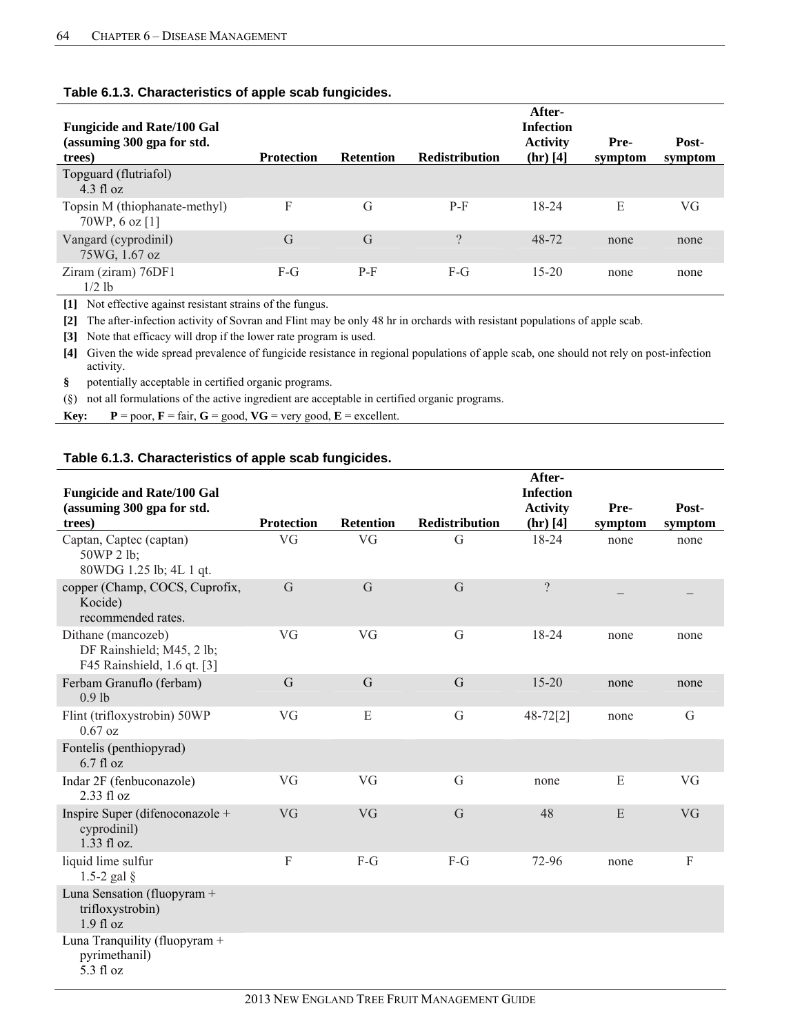### Table 6.1.3. Characteristics of apple scab fungicides.

| Fungicide and Rate/100 Gal (assuming 300 gpa for std. trees) | Protection | Retention | Redistribution | After-Infection Activity (hr) [4] | Pre-symptom | Post-symptom |
|---|---|---|---|---|---|---|
| Topguard (flutriafol) 4.3 fl oz | | | | | | |
| Topsin M (thiophanate-methyl) 70WP, 6 oz [1] | F | G | P-F | 18-24 | E | VG |
| Vangard (cyprodinil) 75WG, 1.67 oz | G | G | ? | 48-72 | none | none |
| Ziram (ziram) 76DF1 1/2 lb | F-G | P-F | F-G | 15-20 | none | none |

**[1]** Not effective against resistant strains of the fungus.

**[2]** The after-infection activity of Sovran and Flint may be only 48 hr in orchards with resistant populations of apple scab.

**[3]** Note that efficacy will drop if the lower rate program is used.

**[4]** Given the wide spread prevalence of fungicide resistance in regional populations of apple scab, one should not rely on post-infection activity.

**§** potentially acceptable in certified organic programs.

(§) not all formulations of the active ingredient are acceptable in certified organic programs.

**Key:** **P** = poor, **F** = fair, **G** = good, **VG** = very good, **E** = excellent.

### Table 6.1.3. Characteristics of apple scab fungicides.

| Fungicide and Rate/100 Gal (assuming 300 gpa for std. trees) | Protection | Retention | Redistribution | After-Infection Activity (hr) [4] | Pre-symptom | Post-symptom |
|---|---|---|---|---|---|---|
| Captan, Captec (captan) 50WP 2 lb; 80WDG 1.25 lb; 4L 1 qt. | VG | VG | G | 18-24 | none | none |
| copper (Champ, COCS, Cuprofix, Kocide) recommended rates. | G | G | G | ? | – | – |
| Dithane (mancozeb) DF Rainshield; M45, 2 lb; F45 Rainshield, 1.6 qt. [3] | VG | VG | G | 18-24 | none | none |
| Ferbam Granuflo (ferbam) 0.9 lb | G | G | G | 15-20 | none | none |
| Flint (trifloxystrobin) 50WP 0.67 oz | VG | E | G | 48-72[2] | none | G |
| Fontelis (penthiopyrad) 6.7 fl oz | | | | | | |
| Indar 2F (fenbuconazole) 2.33 fl oz | VG | VG | G | none | E | VG |
| Inspire Super (difenoconazole + cyprodinil) 1.33 fl oz. | VG | VG | G | 48 | E | VG |
| liquid lime sulfur 1.5-2 gal § | F | F-G | F-G | 72-96 | none | F |
| Luna Sensation (fluopyram + trifloxystrobin) 1.9 fl oz | | | | | | |
| Luna Tranquility (fluopyram + pyrimethanil) 5.3 fl oz | | | | | | |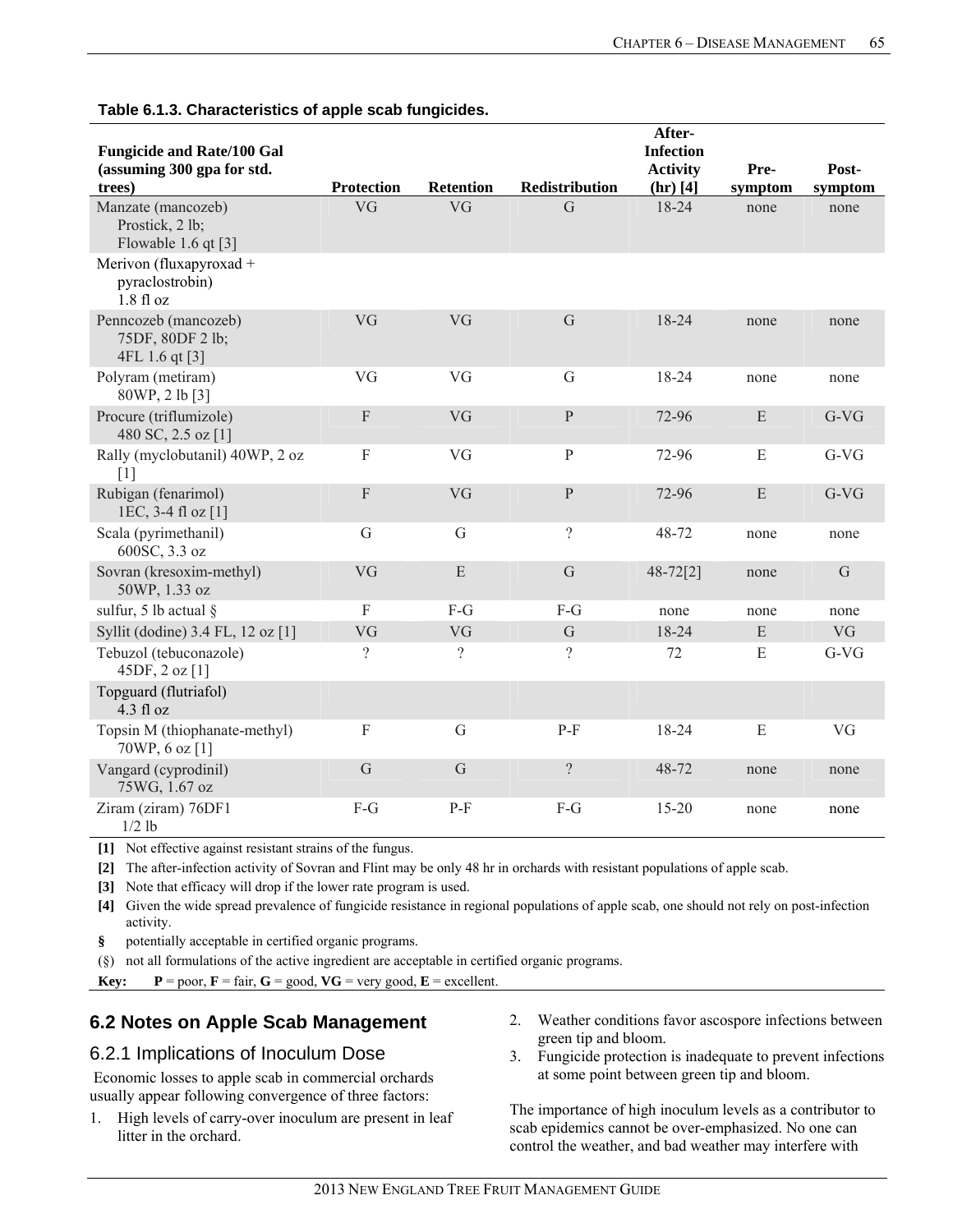**Table 6.1.3. Characteristics of apple scab fungicides.**

| Fungicide and Rate/100 Gal (assuming 300 gpa for std. trees) | Protection | Retention | Redistribution | After-Infection Activity (hr) [4] | Pre-symptom | Post-symptom |
|---|---|---|---|---|---|---|
| Manzate (mancozeb) Prostick, 2 lb; Flowable 1.6 qt [3] | VG | VG | G | 18-24 | none | none |
| Merivon (fluxapyroxad + pyraclostrobin) 1.8 fl oz | | | | | | |
| Penncozeb (mancozeb) 75DF, 80DF 2 lb; 4FL 1.6 qt [3] | VG | VG | G | 18-24 | none | none |
| Polyram (metiram) 80WP, 2 lb [3] | VG | VG | G | 18-24 | none | none |
| Procure (triflumizole) 480 SC, 2.5 oz [1] | F | VG | P | 72-96 | E | G-VG |
| Rally (myclobutanil) 40WP, 2 oz [1] | F | VG | P | 72-96 | E | G-VG |
| Rubigan (fenarimol) 1EC, 3-4 fl oz [1] | F | VG | P | 72-96 | E | G-VG |
| Scala (pyrimethanil) 600SC, 3.3 oz | G | G | ? | 48-72 | none | none |
| Sovran (kresoxim-methyl) 50WP, 1.33 oz | VG | E | G | 48-72[2] | none | G |
| sulfur, 5 lb actual § | F | F-G | F-G | none | none | none |
| Syllit (dodine) 3.4 FL, 12 oz [1] | VG | VG | G | 18-24 | E | VG |
| Tebuzol (tebuconazole) 45DF, 2 oz [1] | ? | ? | ? | 72 | E | G-VG |
| Topguard (flutriafol) 4.3 fl oz | | | | | | |
| Topsin M (thiophanate-methyl) 70WP, 6 oz [1] | F | G | P-F | 18-24 | E | VG |
| Vangard (cyprodinil) 75WG, 1.67 oz | G | G | ? | 48-72 | none | none |
| Ziram (ziram) 76DF1 1/2 lb | F-G | P-F | F-G | 15-20 | none | none |

**[1]** Not effective against resistant strains of the fungus.

**[2]** The after-infection activity of Sovran and Flint may be only 48 hr in orchards with resistant populations of apple scab.

**[3]** Note that efficacy will drop if the lower rate program is used.

**[4]** Given the wide spread prevalence of fungicide resistance in regional populations of apple scab, one should not rely on post-infection activity.

**§** potentially acceptable in certified organic programs.

(§) not all formulations of the active ingredient are acceptable in certified organic programs.

**Key:** **P** = poor, **F** = fair, **G** = good, **VG** = very good, **E** = excellent.

## 6.2 Notes on Apple Scab Management

### 6.2.1 Implications of Inoculum Dose

Economic losses to apple scab in commercial orchards usually appear following convergence of three factors:

1. High levels of carry-over inoculum are present in leaf litter in the orchard.
2. Weather conditions favor ascospore infections between green tip and bloom.
3. Fungicide protection is inadequate to prevent infections at some point between green tip and bloom.

The importance of high inoculum levels as a contributor to scab epidemics cannot be over-emphasized. No one can control the weather, and bad weather may interfere with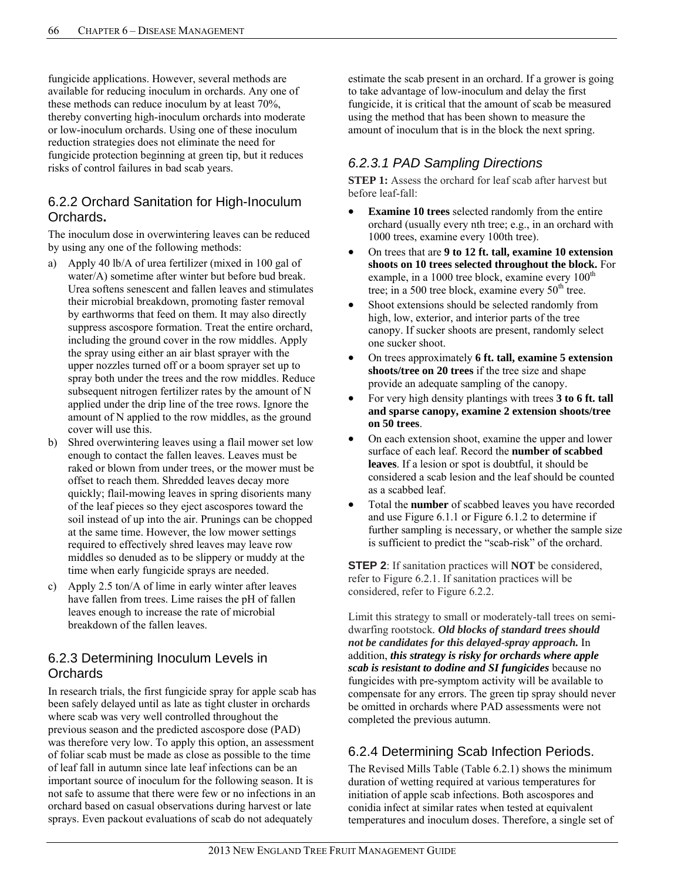fungicide applications. However, several methods are available for reducing inoculum in orchards. Any one of these methods can reduce inoculum by at least 70%, thereby converting high-inoculum orchards into moderate or low-inoculum orchards. Using one of these inoculum reduction strategies does not eliminate the need for fungicide protection beginning at green tip, but it reduces risks of control failures in bad scab years.

## 6.2.2 Orchard Sanitation for High-Inoculum Orchards.

The inoculum dose in overwintering leaves can be reduced by using any one of the following methods:

a) Apply 40 lb/A of urea fertilizer (mixed in 100 gal of water/A) sometime after winter but before bud break. Urea softens senescent and fallen leaves and stimulates their microbial breakdown, promoting faster removal by earthworms that feed on them. It may also directly suppress ascospore formation. Treat the entire orchard, including the ground cover in the row middles. Apply the spray using either an air blast sprayer with the upper nozzles turned off or a boom sprayer set up to spray both under the trees and the row middles. Reduce subsequent nitrogen fertilizer rates by the amount of N applied under the drip line of the tree rows. Ignore the amount of N applied to the row middles, as the ground cover will use this.

b) Shred overwintering leaves using a flail mower set low enough to contact the fallen leaves. Leaves must be raked or blown from under trees, or the mower must be offset to reach them. Shredded leaves decay more quickly; flail-mowing leaves in spring disorients many of the leaf pieces so they eject ascospores toward the soil instead of up into the air. Prunings can be chopped at the same time. However, the low mower settings required to effectively shred leaves may leave row middles so denuded as to be slippery or muddy at the time when early fungicide sprays are needed.

c) Apply 2.5 ton/A of lime in early winter after leaves have fallen from trees. Lime raises the pH of fallen leaves enough to increase the rate of microbial breakdown of the fallen leaves.

## 6.2.3 Determining Inoculum Levels in Orchards

In research trials, the first fungicide spray for apple scab has been safely delayed until as late as tight cluster in orchards where scab was very well controlled throughout the previous season and the predicted ascospore dose (PAD) was therefore very low. To apply this option, an assessment of foliar scab must be made as close as possible to the time of leaf fall in autumn since late leaf infections can be an important source of inoculum for the following season. It is not safe to assume that there were few or no infections in an orchard based on casual observations during harvest or late sprays. Even packout evaluations of scab do not adequately estimate the scab present in an orchard. If a grower is going to take advantage of low-inoculum and delay the first fungicide, it is critical that the amount of scab be measured using the method that has been shown to measure the amount of inoculum that is in the block the next spring.

### *6.2.3.1 PAD Sampling Directions*

**STEP 1:** Assess the orchard for leaf scab after harvest but before leaf-fall:

- **Examine 10 trees** selected randomly from the entire orchard (usually every nth tree; e.g., in an orchard with 1000 trees, examine every 100th tree).
- On trees that are **9 to 12 ft. tall, examine 10 extension shoots on 10 trees selected throughout the block.** For example, in a 1000 tree block, examine every 100th tree; in a 500 tree block, examine every 50th tree.
- Shoot extensions should be selected randomly from high, low, exterior, and interior parts of the tree canopy. If sucker shoots are present, randomly select one sucker shoot.
- On trees approximately **6 ft. tall, examine 5 extension shoots/tree on 20 trees** if the tree size and shape provide an adequate sampling of the canopy.
- For very high density plantings with trees **3 to 6 ft. tall and sparse canopy, examine 2 extension shoots/tree on 50 trees**.
- On each extension shoot, examine the upper and lower surface of each leaf. Record the **number of scabbed leaves**. If a lesion or spot is doubtful, it should be considered a scab lesion and the leaf should be counted as a scabbed leaf.
- Total the **number** of scabbed leaves you have recorded and use Figure 6.1.1 or Figure 6.1.2 to determine if further sampling is necessary, or whether the sample size is sufficient to predict the "scab-risk" of the orchard.

**STEP 2**: If sanitation practices will **NOT** be considered, refer to Figure 6.2.1. If sanitation practices will be considered, refer to Figure 6.2.2.

Limit this strategy to small or moderately-tall trees on semi-dwarfing rootstock. ***Old blocks of standard trees should not be candidates for this delayed-spray approach.*** In addition, ***this strategy is risky for orchards where apple scab is resistant to dodine and SI fungicides*** because no fungicides with pre-symptom activity will be available to compensate for any errors. The green tip spray should never be omitted in orchards where PAD assessments were not completed the previous autumn.

## 6.2.4 Determining Scab Infection Periods.

The Revised Mills Table (Table 6.2.1) shows the minimum duration of wetting required at various temperatures for initiation of apple scab infections. Both ascospores and conidia infect at similar rates when tested at equivalent temperatures and inoculum doses. Therefore, a single set of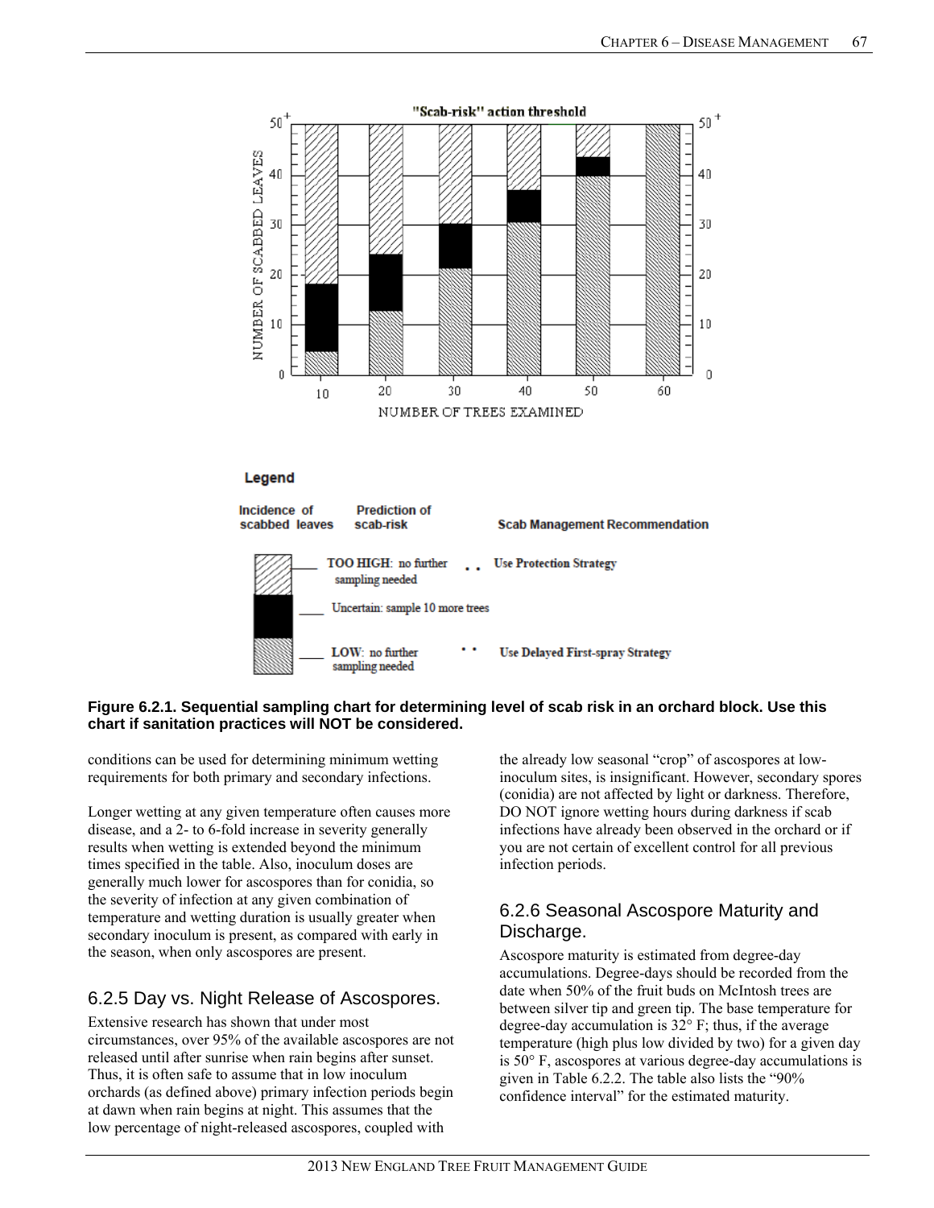**Figure 6.2.1. Sequential sampling chart for determining level of scab risk in an orchard block. Use this chart if sanitation practices will NOT be considered.**

conditions can be used for determining minimum wetting requirements for both primary and secondary infections.

Longer wetting at any given temperature often causes more disease, and a 2- to 6-fold increase in severity generally results when wetting is extended beyond the minimum times specified in the table. Also, inoculum doses are generally much lower for ascospores than for conidia, so the severity of infection at any given combination of temperature and wetting duration is usually greater when secondary inoculum is present, as compared with early in the season, when only ascospores are present.

## 6.2.5 Day vs. Night Release of Ascospores.

Extensive research has shown that under most circumstances, over 95% of the available ascospores are not released until after sunrise when rain begins after sunset. Thus, it is often safe to assume that in low inoculum orchards (as defined above) primary infection periods begin at dawn when rain begins at night. This assumes that the low percentage of night-released ascospores, coupled with the already low seasonal "crop" of ascospores at low-inoculum sites, is insignificant. However, secondary spores (conidia) are not affected by light or darkness. Therefore, DO NOT ignore wetting hours during darkness if scab infections have already been observed in the orchard or if you are not certain of excellent control for all previous infection periods.

## 6.2.6 Seasonal Ascospore Maturity and Discharge.

Ascospore maturity is estimated from degree-day accumulations. Degree-days should be recorded from the date when 50% of the fruit buds on McIntosh trees are between silver tip and green tip. The base temperature for degree-day accumulation is 32° F; thus, if the average temperature (high plus low divided by two) for a given day is 50° F, ascospores at various degree-day accumulations is given in Table 6.2.2. The table also lists the "90% confidence interval" for the estimated maturity.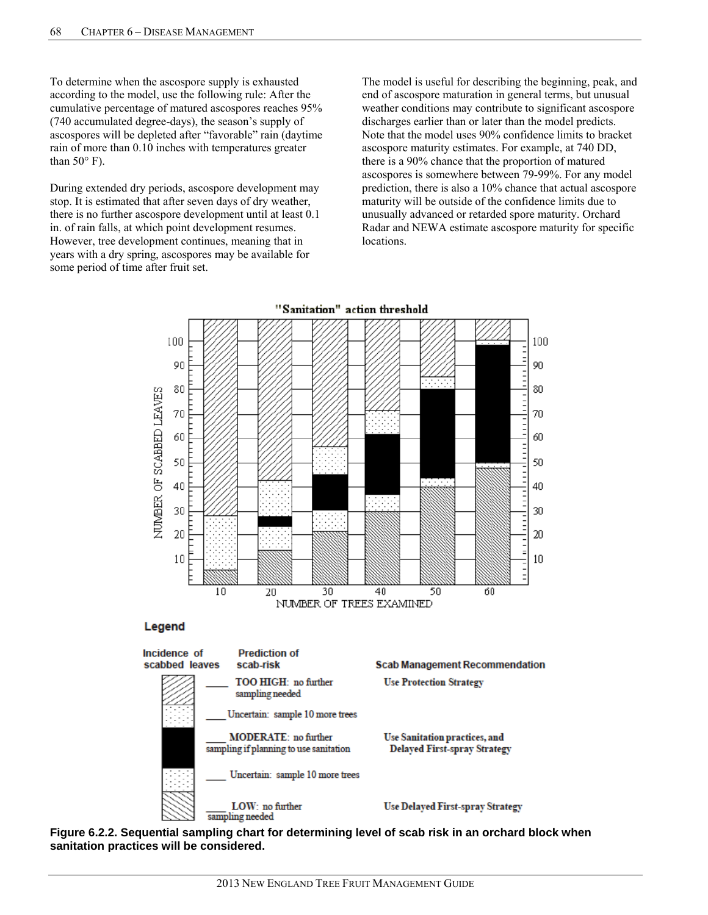To determine when the ascospore supply is exhausted according to the model, use the following rule: After the cumulative percentage of matured ascospores reaches 95% (740 accumulated degree-days), the season's supply of ascospores will be depleted after "favorable" rain (daytime rain of more than 0.10 inches with temperatures greater than 50° F).

During extended dry periods, ascospore development may stop. It is estimated that after seven days of dry weather, there is no further ascospore development until at least 0.1 in. of rain falls, at which point development resumes. However, tree development continues, meaning that in years with a dry spring, ascospores may be available for some period of time after fruit set.

The model is useful for describing the beginning, peak, and end of ascospore maturation in general terms, but unusual weather conditions may contribute to significant ascospore discharges earlier than or later than the model predicts. Note that the model uses 90% confidence limits to bracket ascospore maturity estimates. For example, at 740 DD, there is a 90% chance that the proportion of matured ascospores is somewhere between 79-99%. For any model prediction, there is also a 10% chance that actual ascospore maturity will be outside of the confidence limits due to unusually advanced or retarded spore maturity. Orchard Radar and NEWA estimate ascospore maturity for specific locations.

**"Sanitation" action threshold**

| Incidence of scabbed leaves | Prediction of scab-risk | Scab Management Recommendation |
|---|---|---|
| (diagonal hatch) | **TOO HIGH**: no further sampling needed | Use Protection Strategy |
| (dotted) | Uncertain: sample 10 more trees | |
| (solid black) | **MODERATE**: no further sampling if planning to use sanitation | Use Sanitation practices, and Delayed First-spray Strategy |
| (dotted) | Uncertain: sample 10 more trees | |
| (cross hatch) | **LOW**: no further sampling needed | Use Delayed First-spray Strategy |

**Figure 6.2.2. Sequential sampling chart for determining level of scab risk in an orchard block when sanitation practices will be considered.**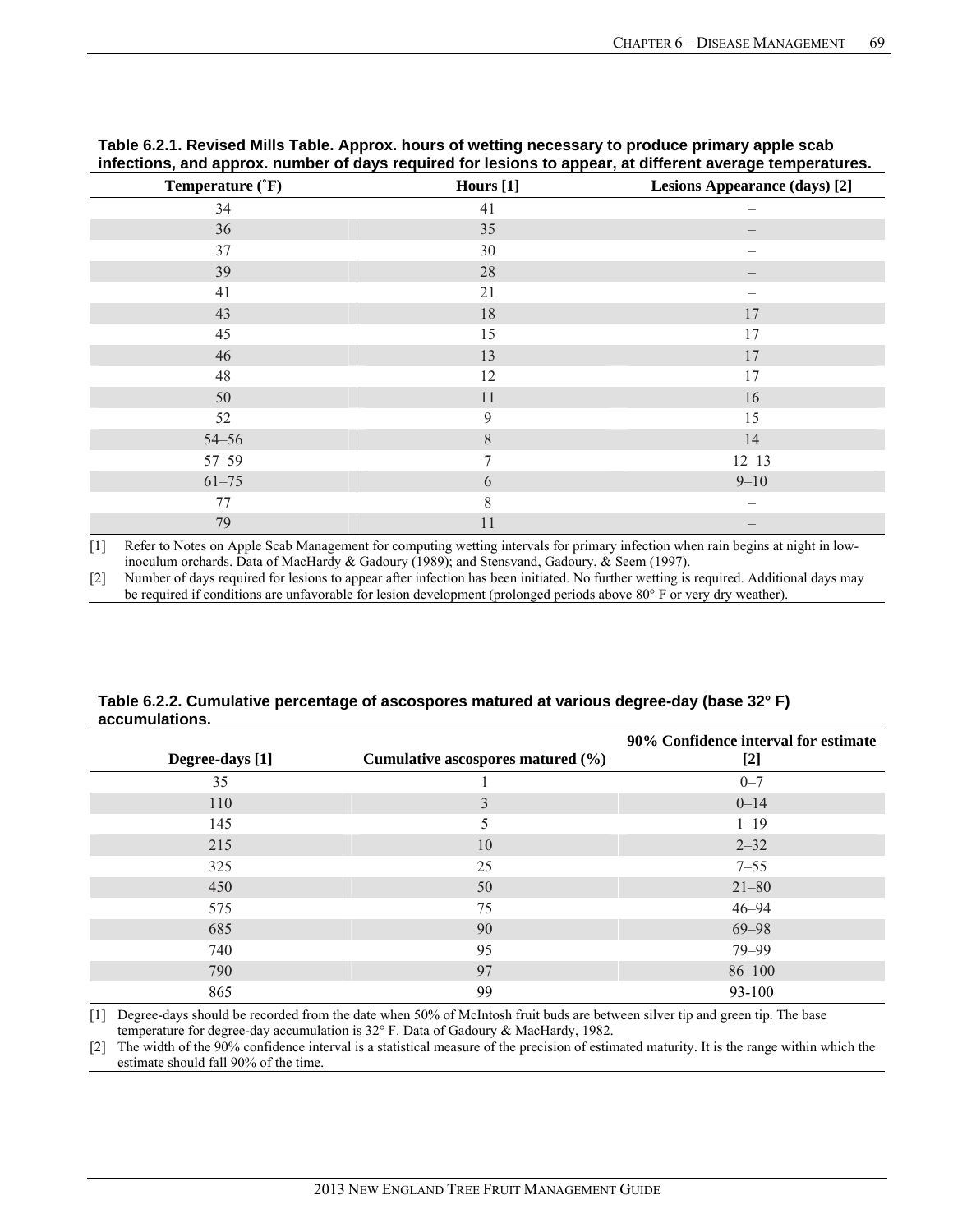**Table 6.2.1. Revised Mills Table. Approx. hours of wetting necessary to produce primary apple scab infections, and approx. number of days required for lesions to appear, at different average temperatures.**

| Temperature (˚F) | Hours [1] | Lesions Appearance (days) [2] |
|---|---|---|
| 34 | 41 | – |
| 36 | 35 | – |
| 37 | 30 | – |
| 39 | 28 | – |
| 41 | 21 | – |
| 43 | 18 | 17 |
| 45 | 15 | 17 |
| 46 | 13 | 17 |
| 48 | 12 | 17 |
| 50 | 11 | 16 |
| 52 | 9 | 15 |
| 54–56 | 8 | 14 |
| 57–59 | 7 | 12–13 |
| 61–75 | 6 | 9–10 |
| 77 | 8 | – |
| 79 | 11 | – |

[1] Refer to Notes on Apple Scab Management for computing wetting intervals for primary infection when rain begins at night in low-inoculum orchards. Data of MacHardy & Gadoury (1989); and Stensvand, Gadoury, & Seem (1997).

[2] Number of days required for lesions to appear after infection has been initiated. No further wetting is required. Additional days may be required if conditions are unfavorable for lesion development (prolonged periods above 80° F or very dry weather).

**Table 6.2.2. Cumulative percentage of ascospores matured at various degree-day (base 32° F) accumulations.**

| Degree-days [1] | Cumulative ascospores matured (%) | 90% Confidence interval for estimate [2] |
|---|---|---|
| 35 | 1 | 0–7 |
| 110 | 3 | 0–14 |
| 145 | 5 | 1–19 |
| 215 | 10 | 2–32 |
| 325 | 25 | 7–55 |
| 450 | 50 | 21–80 |
| 575 | 75 | 46–94 |
| 685 | 90 | 69–98 |
| 740 | 95 | 79–99 |
| 790 | 97 | 86–100 |
| 865 | 99 | 93-100 |

[1] Degree-days should be recorded from the date when 50% of McIntosh fruit buds are between silver tip and green tip. The base temperature for degree-day accumulation is 32° F. Data of Gadoury & MacHardy, 1982.

[2] The width of the 90% confidence interval is a statistical measure of the precision of estimated maturity. It is the range within which the estimate should fall 90% of the time.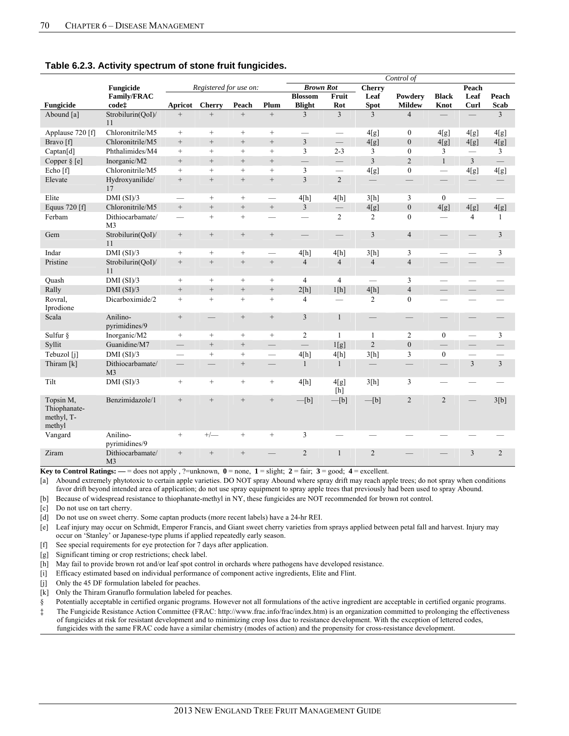**Table 6.2.3. Activity spectrum of stone fruit fungicides.**

| | | | | | | *Control of* | | | | | | |
|---|---|---|---|---|---|---|---|---|---|---|---|---|
| | | *Registered for use on:* | | | | ***Brown Rot*** | | | | | | |
| **Fungicide** | **Fungicide Family/FRAC code‡** | **Apricot** | **Cherry** | **Peach** | **Plum** | **Blossom Blight** | **Fruit Rot** | **Cherry Leaf Spot** | **Powdery Mildew** | **Black Knot** | **Peach Leaf Curl** | **Peach Scab** |
| Abound [a] | Strobilurin(QoI)/11 | + | + | + | + | 3 | 3 | 3 | 4 | — | — | 3 |
| Applause 720 [f] | Chloronitrile/M5 | + | + | + | + | — | — | 4[g] | 0 | 4[g] | 4[g] | 4[g] |
| Bravo [f] | Chloronitrile/M5 | + | + | + | + | 3 | — | 4[g] | 0 | 4[g] | 4[g] | 4[g] |
| Captan[d] | Phthalimides/M4 | + | + | + | + | 3 | 2-3 | 3 | 0 | 3 | — | 3 |
| Copper § [e] | Inorganic/M2 | + | + | + | + | — | — | 3 | 2 | 1 | 3 | — |
| Echo [f] | Chloronitrile/M5 | + | + | + | + | 3 | — | 4[g] | 0 | — | 4[g] | 4[g] |
| Elevate | Hydroxyanilide/17 | + | + | + | + | 3 | 2 | — | — | — | — | — |
| Elite | DMI (SI)/3 | — | + | + | — | 4[h] | 4[h] | 3[h] | 3 | 0 | — | — |
| Equus 720 [f] | Chloronitrile/M5 | + | + | + | + | 3 | — | 4[g] | 0 | 4[g] | 4[g] | 4[g] |
| Ferbam | Dithiocarbamate/M3 | — | + | + | — | — | 2 | 2 | 0 | — | 4 | 1 |
| Gem | Strobilurin(QoI)/11 | + | + | + | + | — | — | 3 | 4 | — | — | 3 |
| Indar | DMI (SI)/3 | + | + | + | — | 4[h] | 4[h] | 3[h] | 3 | — | — | 3 |
| Pristine | Strobilurin(QoI)/11 | + | + | + | + | 4 | 4 | 4 | 4 | — | — | — |
| Quash | DMI (SI)/3 | + | + | + | + | 4 | 4 | — | 3 | — | — | — |
| Rally | DMI (SI)/3 | + | + | + | + | 2[h] | 1[h] | 4[h] | 4 | — | — | — |
| Rovral, Iprodione | Dicarboximide/2 | + | + | + | + | 4 | — | 2 | 0 | — | — | — |
| Scala | Anilino-pyrimidines/9 | + | — | + | + | 3 | 1 | — | — | — | — | — |
| Sulfur § | Inorganic/M2 | + | + | + | + | 2 | 1 | 1 | 2 | 0 | — | 3 |
| Syllit | Guanidine/M7 | — | + | + | — | — | 1[g] | 2 | 0 | — | — | — |
| Tebuzol [j] | DMI (SI)/3 | — | + | + | — | 4[h] | 4[h] | 3[h] | 3 | 0 | — | — |
| Thiram [k] | Dithiocarbamate/M3 | — | — | + | — | 1 | 1 | — | — | — | 3 | 3 |
| Tilt | DMI (SI)/3 | + | + | + | + | 4[h] | 4[g] [h] | 3[h] | 3 | — | — | — |
| Topsin M, Thiophanate-methyl, T-methyl | Benzimidazole/1 | + | + | + | + | —[b] | —[b] | —[b] | 2 | 2 | — | 3[b] |
| Vangard | Anilino-pyrimidines/9 | + | +/— | + | + | 3 | — | — | — | — | — | — |
| Ziram | Dithiocarbamate/M3 | + | + | + | — | 2 | 1 | 2 | — | — | 3 | 2 |

**Key to Control Ratings:** **—** = does not apply , ?=unknown, **0** = none, **1** = slight; **2** = fair; **3** = good; **4** = excellent.

[a] Abound extremely phytotoxic to certain apple varieties. DO NOT spray Abound where spray drift may reach apple trees; do not spray when conditions favor drift beyond intended area of application; do not use spray equipment to spray apple trees that previously had been used to spray Abound.

[b] Because of widespread resistance to thiophanate-methyl in NY, these fungicides are NOT recommended for brown rot control.

[c] Do not use on tart cherry.

[d] Do not use on sweet cherry. Some captan products (more recent labels) have a 24-hr REI.

[e] Leaf injury may occur on Schmidt, Emperor Francis, and Giant sweet cherry varieties from sprays applied between petal fall and harvest. Injury may occur on 'Stanley' or Japanese-type plums if applied repeatedly early season.

[f] See special requirements for eye protection for 7 days after application.

[g] Significant timing or crop restrictions; check label.

[h] May fail to provide brown rot and/or leaf spot control in orchards where pathogens have developed resistance.

[i] Efficacy estimated based on individual performance of component active ingredients, Elite and Flint.

[j] Only the 45 DF formulation labeled for peaches.

[k] Only the Thiram Granuflo formulation labeled for peaches.

§ Potentially acceptable in certified organic programs. However not all formulations of the active ingredient are acceptable in certified organic programs.

‡ The Fungicide Resistance Action Committee (FRAC: http://www.frac.info/frac/index.htm) is an organization committed to prolonging the effectiveness of fungicides at risk for resistant development and to minimizing crop loss due to resistance development. With the exception of lettered codes, fungicides with the same FRAC code have a similar chemistry (modes of action) and the propensity for cross-resistance development.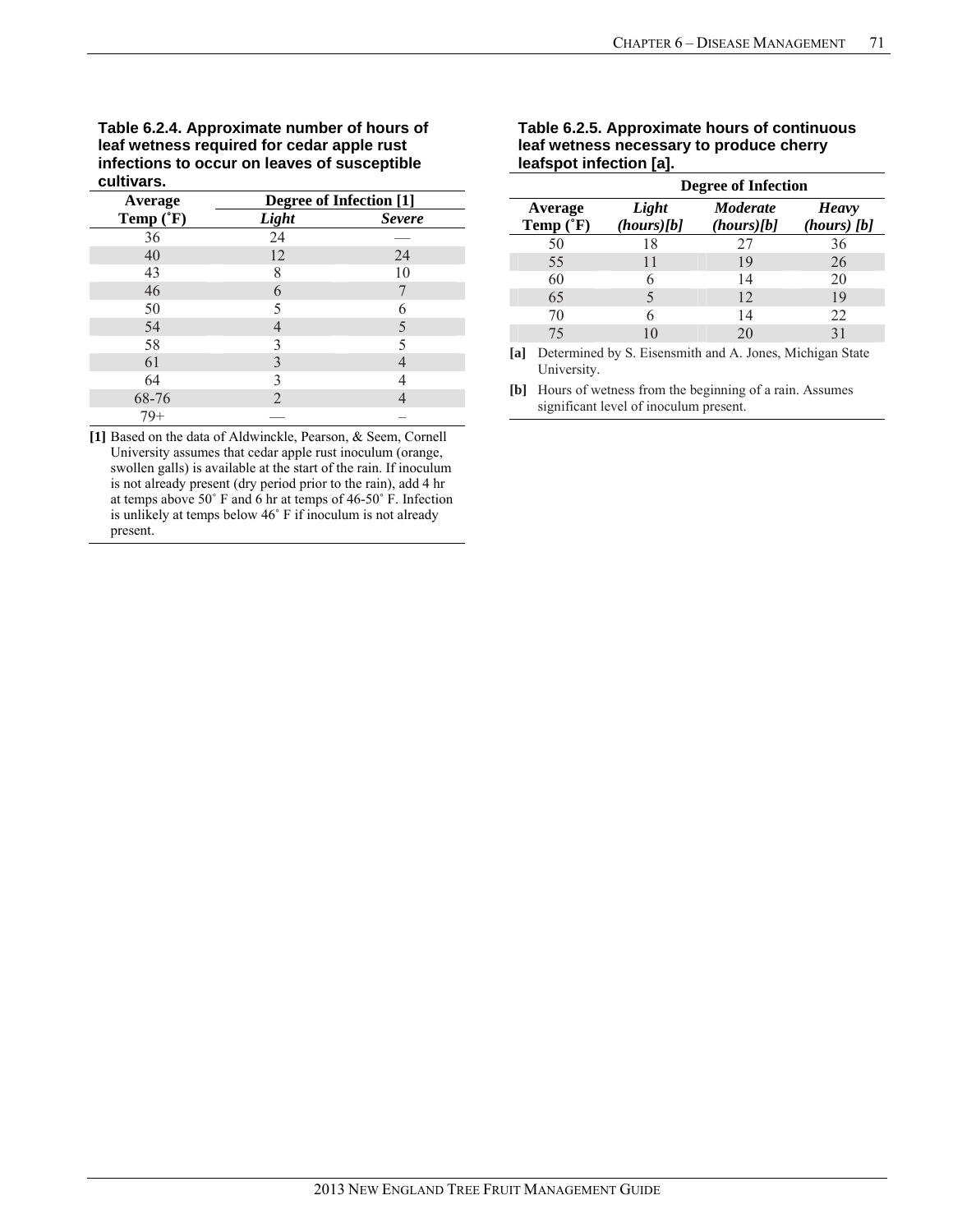**Table 6.2.4. Approximate number of hours of leaf wetness required for cedar apple rust infections to occur on leaves of susceptible cultivars.**

| Average Temp (˚F) | Degree of Infection [1] | |
|---|---|---|
| | *Light* | *Severe* |
| 36 | 24 | — |
| 40 | 12 | 24 |
| 43 | 8 | 10 |
| 46 | 6 | 7 |
| 50 | 5 | 6 |
| 54 | 4 | 5 |
| 58 | 3 | 5 |
| 61 | 3 | 4 |
| 64 | 3 | 4 |
| 68-76 | 2 | 4 |
| 79+ | — | – |

**[1]** Based on the data of Aldwinckle, Pearson, & Seem, Cornell University assumes that cedar apple rust inoculum (orange, swollen galls) is available at the start of the rain. If inoculum is not already present (dry period prior to the rain), add 4 hr at temps above 50˚ F and 6 hr at temps of 46-50˚ F. Infection is unlikely at temps below 46˚ F if inoculum is not already present.

**Table 6.2.5. Approximate hours of continuous leaf wetness necessary to produce cherry leafspot infection [a].**

| | Degree of Infection | | |
|---|---|---|---|
| Average Temp (˚F) | *Light (hours)[b]* | *Moderate (hours)[b]* | *Heavy (hours) [b]* |
| 50 | 18 | 27 | 36 |
| 55 | 11 | 19 | 26 |
| 60 | 6 | 14 | 20 |
| 65 | 5 | 12 | 19 |
| 70 | 6 | 14 | 22 |
| 75 | 10 | 20 | 31 |

**[a]** Determined by S. Eisensmith and A. Jones, Michigan State University.

**[b]** Hours of wetness from the beginning of a rain. Assumes significant level of inoculum present.